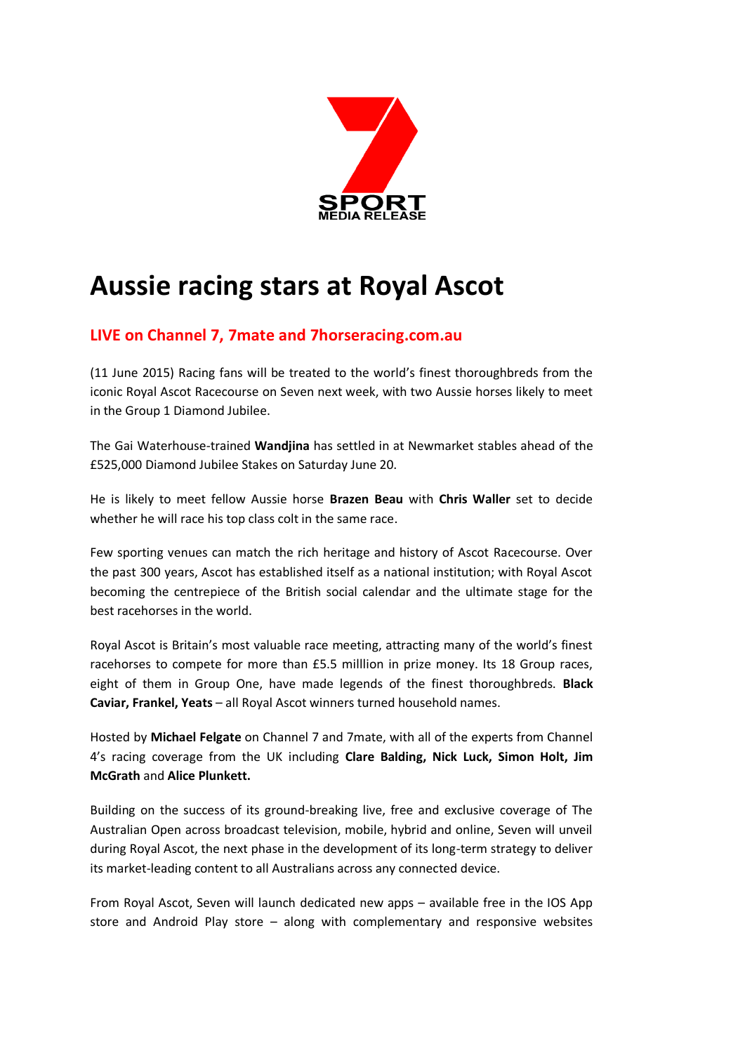SPORT
MEDIA RELEASE

# Aussie racing stars at Royal Ascot

## LIVE on Channel 7, 7mate and 7horseracing.com.au

(11 June 2015) Racing fans will be treated to the world's finest thoroughbreds from the iconic Royal Ascot Racecourse on Seven next week, with two Aussie horses likely to meet in the Group 1 Diamond Jubilee.

The Gai Waterhouse-trained **Wandjina** has settled in at Newmarket stables ahead of the £525,000 Diamond Jubilee Stakes on Saturday June 20.

He is likely to meet fellow Aussie horse **Brazen Beau** with **Chris Waller** set to decide whether he will race his top class colt in the same race.

Few sporting venues can match the rich heritage and history of Ascot Racecourse. Over the past 300 years, Ascot has established itself as a national institution; with Royal Ascot becoming the centrepiece of the British social calendar and the ultimate stage for the best racehorses in the world.

Royal Ascot is Britain's most valuable race meeting, attracting many of the world's finest racehorses to compete for more than £5.5 milllion in prize money. Its 18 Group races, eight of them in Group One, have made legends of the finest thoroughbreds. **Black Caviar, Frankel, Yeats** – all Royal Ascot winners turned household names.

Hosted by **Michael Felgate** on Channel 7 and 7mate, with all of the experts from Channel 4's racing coverage from the UK including **Clare Balding, Nick Luck, Simon Holt, Jim McGrath** and **Alice Plunkett.**

Building on the success of its ground-breaking live, free and exclusive coverage of The Australian Open across broadcast television, mobile, hybrid and online, Seven will unveil during Royal Ascot, the next phase in the development of its long-term strategy to deliver its market-leading content to all Australians across any connected device.

From Royal Ascot, Seven will launch dedicated new apps – available free in the IOS App store and Android Play store – along with complementary and responsive websites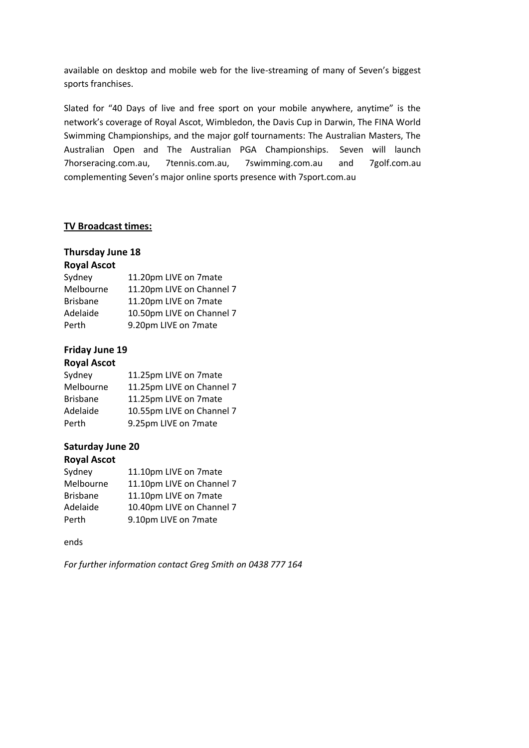available on desktop and mobile web for the live-streaming of many of Seven's biggest sports franchises.

Slated for "40 Days of live and free sport on your mobile anywhere, anytime" is the network's coverage of Royal Ascot, Wimbledon, the Davis Cup in Darwin, The FINA World Swimming Championships, and the major golf tournaments: The Australian Masters, The Australian Open and The Australian PGA Championships. Seven will launch 7horseracing.com.au, 7tennis.com.au, 7swimming.com.au and 7golf.com.au complementing Seven's major online sports presence with 7sport.com.au

**TV Broadcast times:**

### Thursday June 18

**Royal Ascot**

| | |
|---|---|
| Sydney | 11.20pm LIVE on 7mate |
| Melbourne | 11.20pm LIVE on Channel 7 |
| Brisbane | 11.20pm LIVE on 7mate |
| Adelaide | 10.50pm LIVE on Channel 7 |
| Perth | 9.20pm LIVE on 7mate |

### Friday June 19

**Royal Ascot**

| | |
|---|---|
| Sydney | 11.25pm LIVE on 7mate |
| Melbourne | 11.25pm LIVE on Channel 7 |
| Brisbane | 11.25pm LIVE on 7mate |
| Adelaide | 10.55pm LIVE on Channel 7 |
| Perth | 9.25pm LIVE on 7mate |

### Saturday June 20

**Royal Ascot**

| | |
|---|---|
| Sydney | 11.10pm LIVE on 7mate |
| Melbourne | 11.10pm LIVE on Channel 7 |
| Brisbane | 11.10pm LIVE on 7mate |
| Adelaide | 10.40pm LIVE on Channel 7 |
| Perth | 9.10pm LIVE on 7mate |

ends

*For further information contact Greg Smith on 0438 777 164*